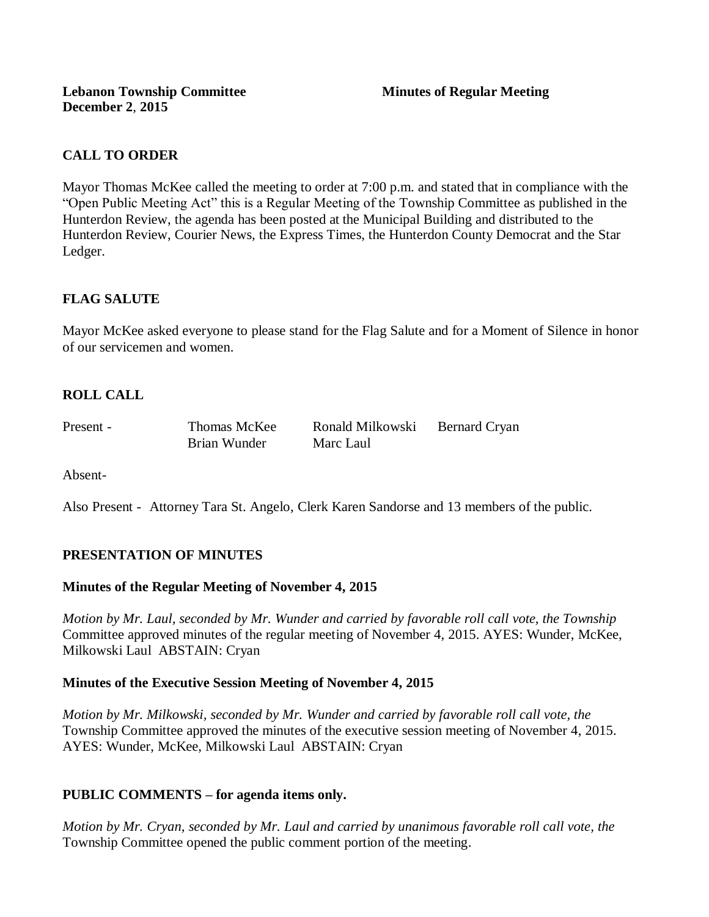**Lebanon Township Committee** **Minutes of Regular Meeting**
**December 2**, **2015**

## CALL TO ORDER

Mayor Thomas McKee called the meeting to order at 7:00 p.m. and stated that in compliance with the "Open Public Meeting Act" this is a Regular Meeting of the Township Committee as published in the Hunterdon Review, the agenda has been posted at the Municipal Building and distributed to the Hunterdon Review, Courier News, the Express Times, the Hunterdon County Democrat and the Star Ledger.

## FLAG SALUTE

Mayor McKee asked everyone to please stand for the Flag Salute and for a Moment of Silence in honor of our servicemen and women.

## ROLL CALL

| Present - | Thomas McKee | Ronald Milkowski | Bernard Cryan |
|---|---|---|---|
| | Brian Wunder | Marc Laul | |

Absent-

Also Present - Attorney Tara St. Angelo, Clerk Karen Sandorse and 13 members of the public.

## PRESENTATION OF MINUTES

### Minutes of the Regular Meeting of November 4, 2015

*Motion by Mr. Laul, seconded by Mr. Wunder and carried by favorable roll call vote, the Township* Committee approved minutes of the regular meeting of November 4, 2015. AYES: Wunder, McKee, Milkowski Laul ABSTAIN: Cryan

### Minutes of the Executive Session Meeting of November 4, 2015

*Motion by Mr. Milkowski, seconded by Mr. Wunder and carried by favorable roll call vote, the* Township Committee approved the minutes of the executive session meeting of November 4, 2015. AYES: Wunder, McKee, Milkowski Laul ABSTAIN: Cryan

## PUBLIC COMMENTS – for agenda items only.

*Motion by Mr. Cryan, seconded by Mr. Laul and carried by unanimous favorable roll call vote, the* Township Committee opened the public comment portion of the meeting.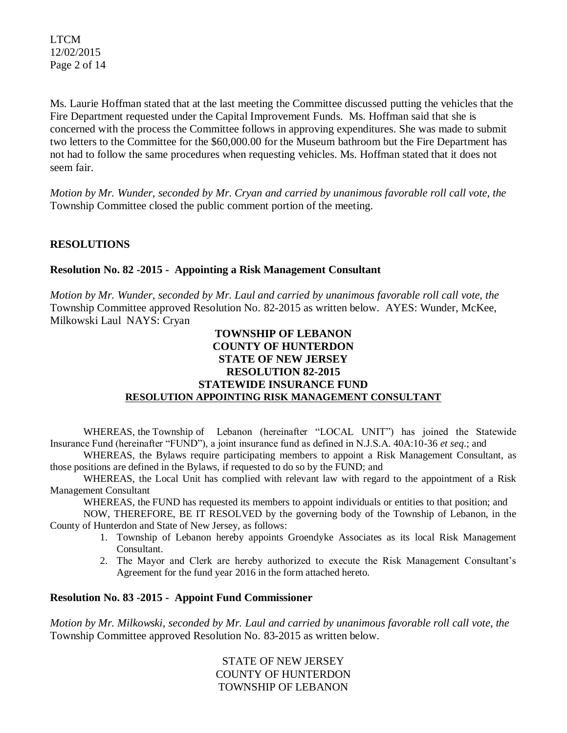Ms. Laurie Hoffman stated that at the last meeting the Committee discussed putting the vehicles that the Fire Department requested under the Capital Improvement Funds. Ms. Hoffman said that she is concerned with the process the Committee follows in approving expenditures. She was made to submit two letters to the Committee for the $60,000.00 for the Museum bathroom but the Fire Department has not had to follow the same procedures when requesting vehicles. Ms. Hoffman stated that it does not seem fair.

*Motion by Mr. Wunder, seconded by Mr. Cryan and carried by unanimous favorable roll call vote, the* Township Committee closed the public comment portion of the meeting.

## RESOLUTIONS

### Resolution No. 82 -2015 - Appointing a Risk Management Consultant

*Motion by Mr. Wunder, seconded by Mr. Laul and carried by unanimous favorable roll call vote, the* Township Committee approved Resolution No. 82-2015 as written below. AYES: Wunder, McKee, Milkowski Laul NAYS: Cryan

**TOWNSHIP OF LEBANON**
**COUNTY OF HUNTERDON**
**STATE OF NEW JERSEY**
**RESOLUTION 82-2015**
**STATEWIDE INSURANCE FUND**
**RESOLUTION APPOINTING RISK MANAGEMENT CONSULTANT**

WHEREAS, the Township of Lebanon (hereinafter "LOCAL UNIT") has joined the Statewide Insurance Fund (hereinafter "FUND"), a joint insurance fund as defined in N.J.S.A. 40A:10-36 *et seq.*; and

WHEREAS, the Bylaws require participating members to appoint a Risk Management Consultant, as those positions are defined in the Bylaws, if requested to do so by the FUND; and

WHEREAS, the Local Unit has complied with relevant law with regard to the appointment of a Risk Management Consultant

WHEREAS, the FUND has requested its members to appoint individuals or entities to that position; and

NOW, THEREFORE, BE IT RESOLVED by the governing body of the Township of Lebanon, in the County of Hunterdon and State of New Jersey, as follows:

1. Township of Lebanon hereby appoints Groendyke Associates as its local Risk Management Consultant.
2. The Mayor and Clerk are hereby authorized to execute the Risk Management Consultant's Agreement for the fund year 2016 in the form attached hereto.

### Resolution No. 83 -2015 - Appoint Fund Commissioner

*Motion by Mr. Milkowski, seconded by Mr. Laul and carried by unanimous favorable roll call vote, the* Township Committee approved Resolution No. 83-2015 as written below.

STATE OF NEW JERSEY
COUNTY OF HUNTERDON
TOWNSHIP OF LEBANON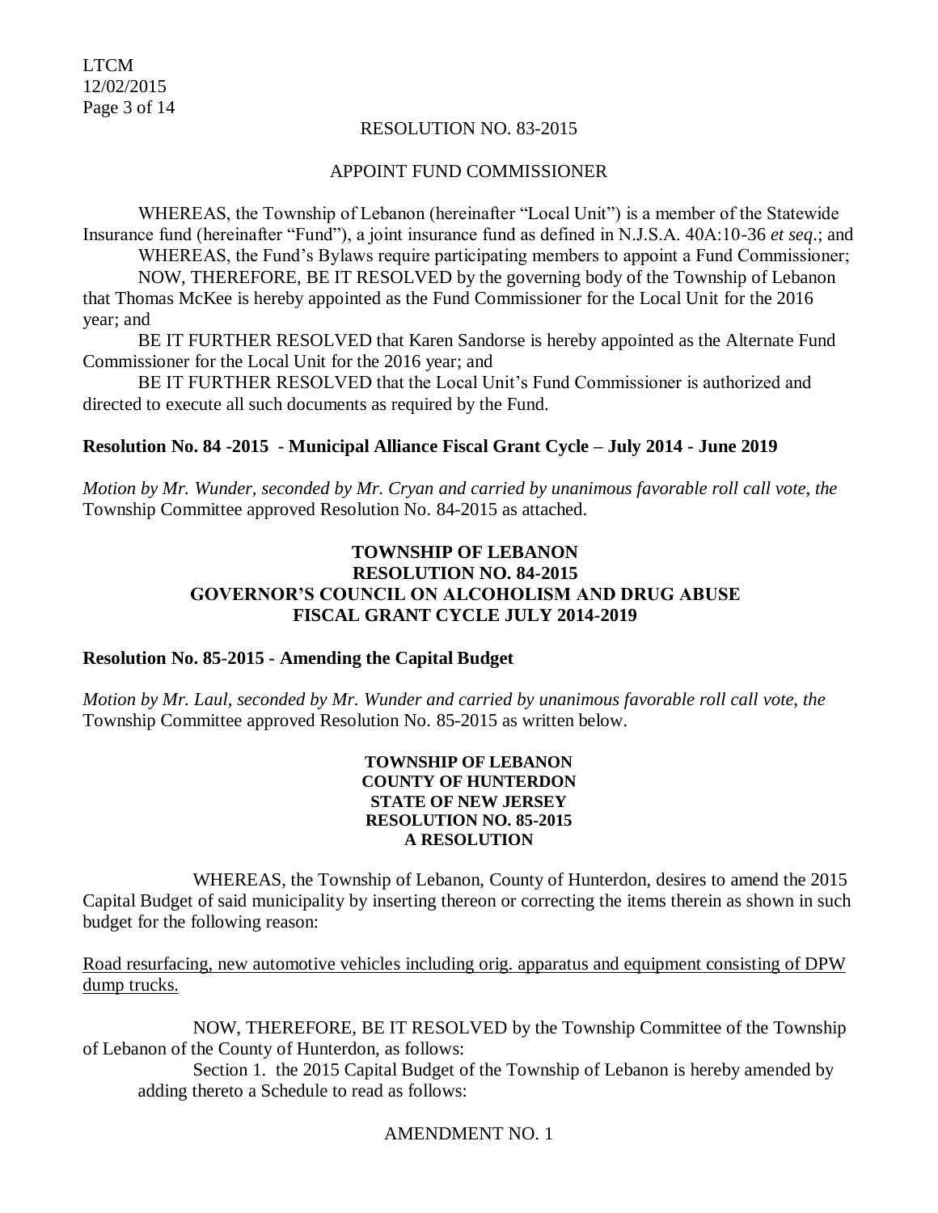RESOLUTION NO. 83-2015

APPOINT FUND COMMISSIONER

WHEREAS, the Township of Lebanon (hereinafter "Local Unit") is a member of the Statewide Insurance fund (hereinafter "Fund"), a joint insurance fund as defined in N.J.S.A. 40A:10-36 *et seq*.; and

WHEREAS, the Fund's Bylaws require participating members to appoint a Fund Commissioner;

NOW, THEREFORE, BE IT RESOLVED by the governing body of the Township of Lebanon that Thomas McKee is hereby appointed as the Fund Commissioner for the Local Unit for the 2016 year; and

BE IT FURTHER RESOLVED that Karen Sandorse is hereby appointed as the Alternate Fund Commissioner for the Local Unit for the 2016 year; and

BE IT FURTHER RESOLVED that the Local Unit's Fund Commissioner is authorized and directed to execute all such documents as required by the Fund.

**Resolution No. 84 -2015 - Municipal Alliance Fiscal Grant Cycle – July 2014 - June 2019**

*Motion by Mr. Wunder, seconded by Mr. Cryan and carried by unanimous favorable roll call vote, the* Township Committee approved Resolution No. 84-2015 as attached.

**TOWNSHIP OF LEBANON**
**RESOLUTION NO. 84-2015**
**GOVERNOR'S COUNCIL ON ALCOHOLISM AND DRUG ABUSE**
**FISCAL GRANT CYCLE JULY 2014-2019**

**Resolution No. 85-2015 - Amending the Capital Budget**

*Motion by Mr. Laul, seconded by Mr. Wunder and carried by unanimous favorable roll call vote, the* Township Committee approved Resolution No. 85-2015 as written below.

**TOWNSHIP OF LEBANON**
**COUNTY OF HUNTERDON**
**STATE OF NEW JERSEY**
**RESOLUTION NO. 85-2015**
**A RESOLUTION**

WHEREAS, the Township of Lebanon, County of Hunterdon, desires to amend the 2015 Capital Budget of said municipality by inserting thereon or correcting the items therein as shown in such budget for the following reason:

<u>Road resurfacing, new automotive vehicles including orig. apparatus and equipment consisting of DPW dump trucks.</u>

NOW, THEREFORE, BE IT RESOLVED by the Township Committee of the Township of Lebanon of the County of Hunterdon, as follows:

Section 1. the 2015 Capital Budget of the Township of Lebanon is hereby amended by adding thereto a Schedule to read as follows:

AMENDMENT NO. 1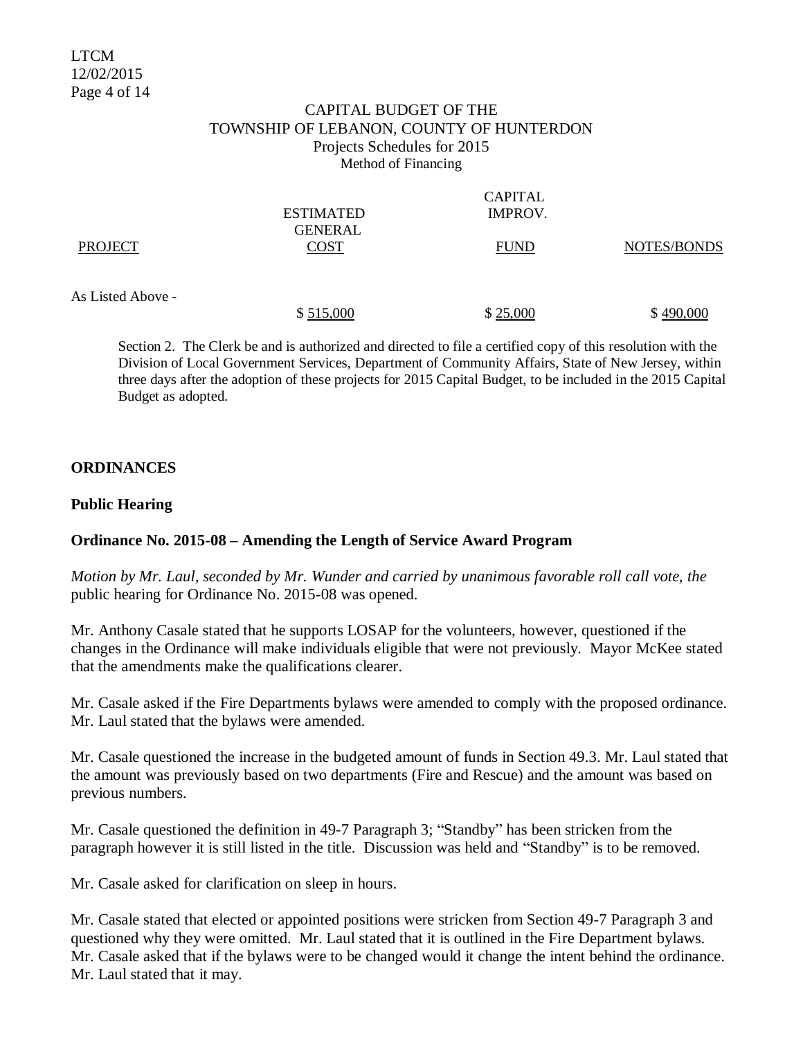CAPITAL BUDGET OF THE
TOWNSHIP OF LEBANON, COUNTY OF HUNTERDON
Projects Schedules for 2015
Method of Financing

| PROJECT | ESTIMATED COST | CAPITAL IMPROV. FUND | GENERAL NOTES/BONDS |
|---|---|---|---|
| As Listed Above - | $ 515,000 | $ 25,000 | $ 490,000 |

Section 2. The Clerk be and is authorized and directed to file a certified copy of this resolution with the Division of Local Government Services, Department of Community Affairs, State of New Jersey, within three days after the adoption of these projects for 2015 Capital Budget, to be included in the 2015 Capital Budget as adopted.

## ORDINANCES

### Public Hearing

### Ordinance No. 2015-08 – Amending the Length of Service Award Program

*Motion by Mr. Laul, seconded by Mr. Wunder and carried by unanimous favorable roll call vote, the* public hearing for Ordinance No. 2015-08 was opened.

Mr. Anthony Casale stated that he supports LOSAP for the volunteers, however, questioned if the changes in the Ordinance will make individuals eligible that were not previously. Mayor McKee stated that the amendments make the qualifications clearer.

Mr. Casale asked if the Fire Departments bylaws were amended to comply with the proposed ordinance. Mr. Laul stated that the bylaws were amended.

Mr. Casale questioned the increase in the budgeted amount of funds in Section 49.3. Mr. Laul stated that the amount was previously based on two departments (Fire and Rescue) and the amount was based on previous numbers.

Mr. Casale questioned the definition in 49-7 Paragraph 3; "Standby" has been stricken from the paragraph however it is still listed in the title. Discussion was held and "Standby" is to be removed.

Mr. Casale asked for clarification on sleep in hours.

Mr. Casale stated that elected or appointed positions were stricken from Section 49-7 Paragraph 3 and questioned why they were omitted. Mr. Laul stated that it is outlined in the Fire Department bylaws. Mr. Casale asked that if the bylaws were to be changed would it change the intent behind the ordinance. Mr. Laul stated that it may.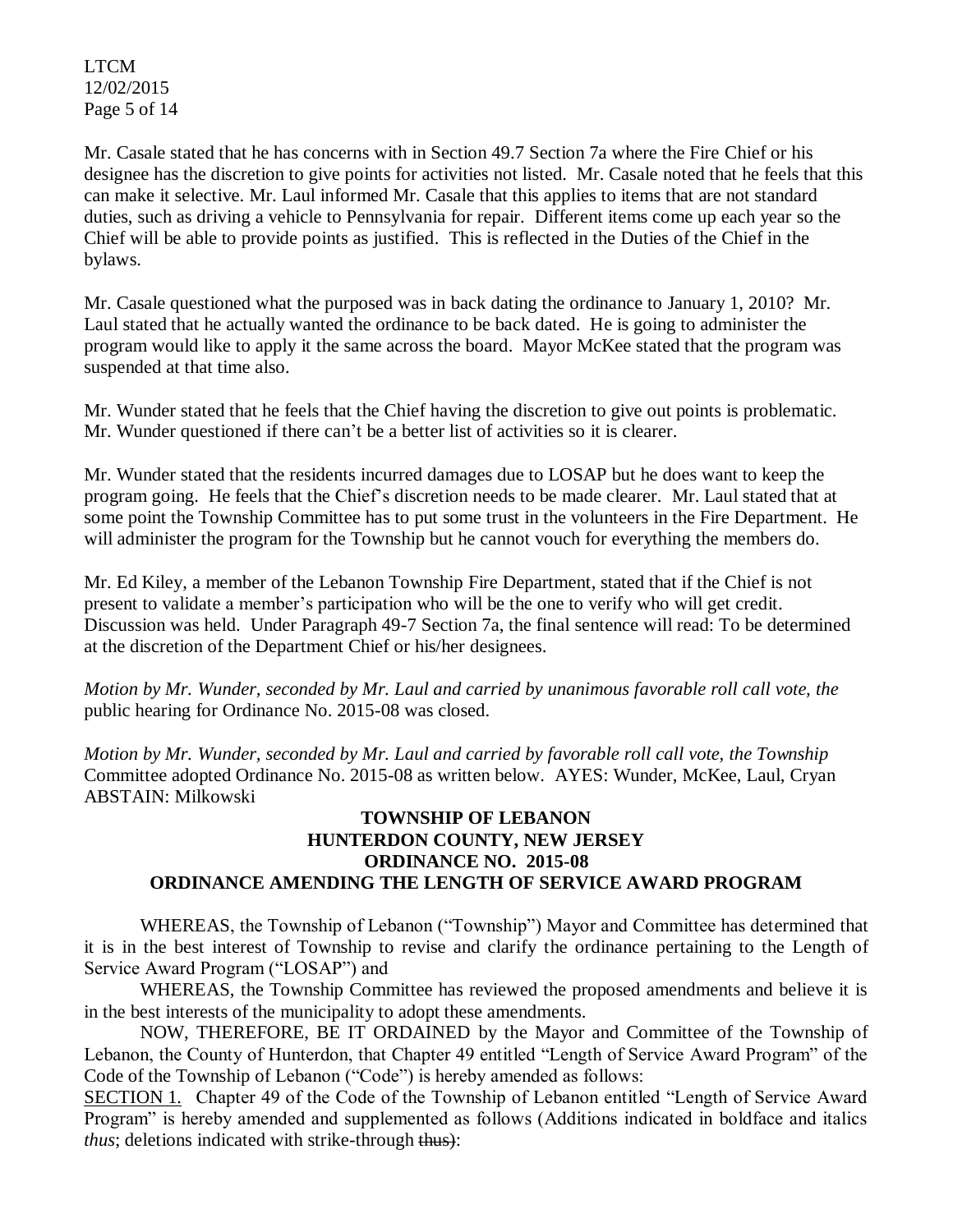Mr. Casale stated that he has concerns with in Section 49.7 Section 7a where the Fire Chief or his designee has the discretion to give points for activities not listed. Mr. Casale noted that he feels that this can make it selective. Mr. Laul informed Mr. Casale that this applies to items that are not standard duties, such as driving a vehicle to Pennsylvania for repair. Different items come up each year so the Chief will be able to provide points as justified. This is reflected in the Duties of the Chief in the bylaws.

Mr. Casale questioned what the purposed was in back dating the ordinance to January 1, 2010? Mr. Laul stated that he actually wanted the ordinance to be back dated. He is going to administer the program would like to apply it the same across the board. Mayor McKee stated that the program was suspended at that time also.

Mr. Wunder stated that he feels that the Chief having the discretion to give out points is problematic. Mr. Wunder questioned if there can't be a better list of activities so it is clearer.

Mr. Wunder stated that the residents incurred damages due to LOSAP but he does want to keep the program going. He feels that the Chief's discretion needs to be made clearer. Mr. Laul stated that at some point the Township Committee has to put some trust in the volunteers in the Fire Department. He will administer the program for the Township but he cannot vouch for everything the members do.

Mr. Ed Kiley, a member of the Lebanon Township Fire Department, stated that if the Chief is not present to validate a member's participation who will be the one to verify who will get credit. Discussion was held. Under Paragraph 49-7 Section 7a, the final sentence will read: To be determined at the discretion of the Department Chief or his/her designees.

*Motion by Mr. Wunder, seconded by Mr. Laul and carried by unanimous favorable roll call vote, the* public hearing for Ordinance No. 2015-08 was closed.

*Motion by Mr. Wunder, seconded by Mr. Laul and carried by favorable roll call vote, the Township* Committee adopted Ordinance No. 2015-08 as written below. AYES: Wunder, McKee, Laul, Cryan ABSTAIN: Milkowski

**TOWNSHIP OF LEBANON**
**HUNTERDON COUNTY, NEW JERSEY**
**ORDINANCE NO. 2015-08**
**ORDINANCE AMENDING THE LENGTH OF SERVICE AWARD PROGRAM**

WHEREAS, the Township of Lebanon ("Township") Mayor and Committee has determined that it is in the best interest of Township to revise and clarify the ordinance pertaining to the Length of Service Award Program ("LOSAP") and

WHEREAS, the Township Committee has reviewed the proposed amendments and believe it is in the best interests of the municipality to adopt these amendments.

NOW, THEREFORE, BE IT ORDAINED by the Mayor and Committee of the Township of Lebanon, the County of Hunterdon, that Chapter 49 entitled "Length of Service Award Program" of the Code of the Township of Lebanon ("Code") is hereby amended as follows:

SECTION 1. Chapter 49 of the Code of the Township of Lebanon entitled "Length of Service Award Program" is hereby amended and supplemented as follows (Additions indicated in boldface and italics *thus*; deletions indicated with strike-through ~~thus~~):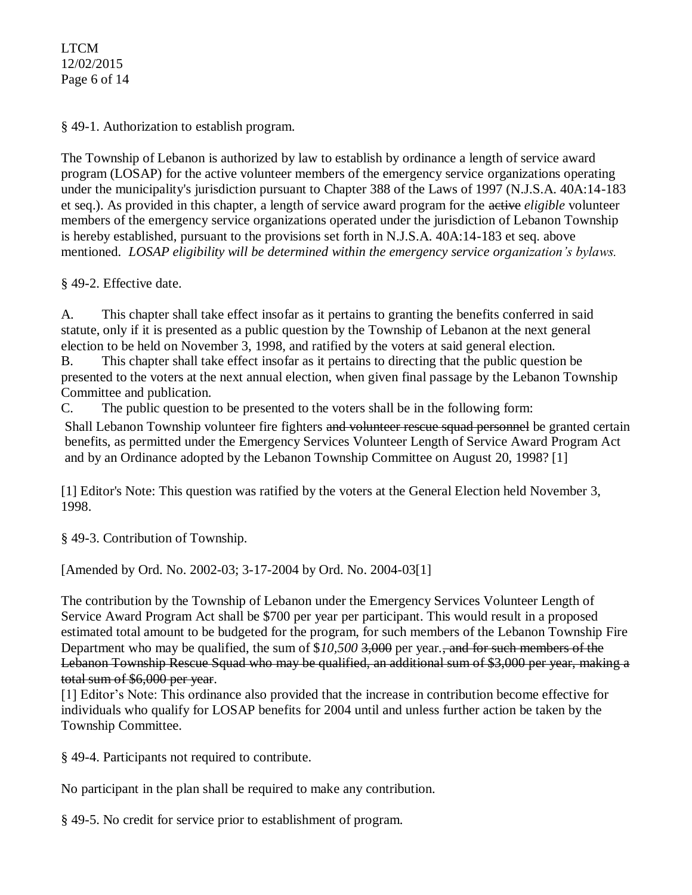§ 49-1. Authorization to establish program.

The Township of Lebanon is authorized by law to establish by ordinance a length of service award program (LOSAP) for the active volunteer members of the emergency service organizations operating under the municipality's jurisdiction pursuant to Chapter 388 of the Laws of 1997 (N.J.S.A. 40A:14-183 et seq.). As provided in this chapter, a length of service award program for the ~~active~~ *eligible* volunteer members of the emergency service organizations operated under the jurisdiction of Lebanon Township is hereby established, pursuant to the provisions set forth in N.J.S.A. 40A:14-183 et seq. above mentioned. *LOSAP eligibility will be determined within the emergency service organization's bylaws.*

§ 49-2. Effective date.

A. This chapter shall take effect insofar as it pertains to granting the benefits conferred in said statute, only if it is presented as a public question by the Township of Lebanon at the next general election to be held on November 3, 1998, and ratified by the voters at said general election.

B. This chapter shall take effect insofar as it pertains to directing that the public question be presented to the voters at the next annual election, when given final passage by the Lebanon Township Committee and publication.

C. The public question to be presented to the voters shall be in the following form:

Shall Lebanon Township volunteer fire fighters ~~and volunteer rescue squad personnel~~ be granted certain benefits, as permitted under the Emergency Services Volunteer Length of Service Award Program Act and by an Ordinance adopted by the Lebanon Township Committee on August 20, 1998? [1]

[1] Editor's Note: This question was ratified by the voters at the General Election held November 3, 1998.

§ 49-3. Contribution of Township.

[Amended by Ord. No. 2002-03; 3-17-2004 by Ord. No. 2004-03[1]

The contribution by the Township of Lebanon under the Emergency Services Volunteer Length of Service Award Program Act shall be $700 per year per participant. This would result in a proposed estimated total amount to be budgeted for the program, for such members of the Lebanon Township Fire Department who may be qualified, the sum of $*10,500* ~~3,000~~ per year.~~, and for such members of the Lebanon Township Rescue Squad who may be qualified, an additional sum of $3,000 per year, making a total sum of $6,000 per year~~.

[1] Editor's Note: This ordinance also provided that the increase in contribution become effective for individuals who qualify for LOSAP benefits for 2004 until and unless further action be taken by the Township Committee.

§ 49-4. Participants not required to contribute.

No participant in the plan shall be required to make any contribution.

§ 49-5. No credit for service prior to establishment of program.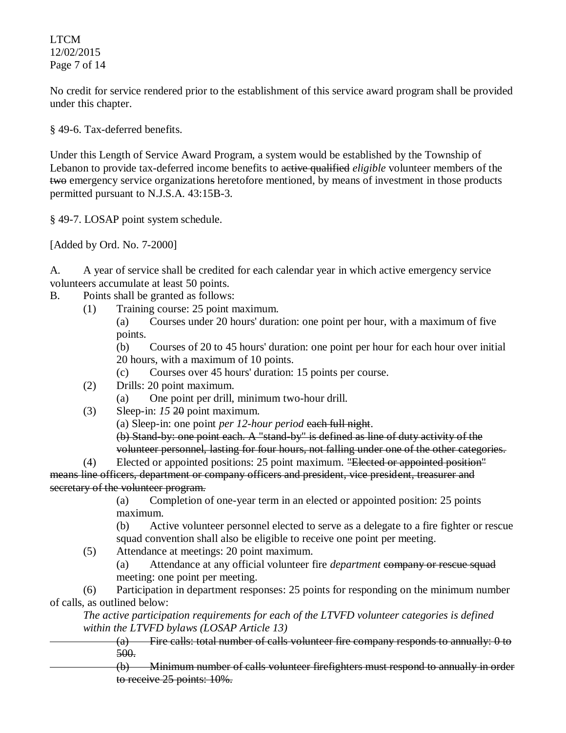No credit for service rendered prior to the establishment of this service award program shall be provided under this chapter.

§ 49-6. Tax-deferred benefits.

Under this Length of Service Award Program, a system would be established by the Township of Lebanon to provide tax-deferred income benefits to ~~active qualified~~ *eligible* volunteer members of the ~~two~~ emergency service organization~~s~~ heretofore mentioned, by means of investment in those products permitted pursuant to N.J.S.A. 43:15B-3.

§ 49-7. LOSAP point system schedule.

[Added by Ord. No. 7-2000]

A. A year of service shall be credited for each calendar year in which active emergency service volunteers accumulate at least 50 points.

B. Points shall be granted as follows:

(1) Training course: 25 point maximum.

(a) Courses under 20 hours' duration: one point per hour, with a maximum of five points.

(b) Courses of 20 to 45 hours' duration: one point per hour for each hour over initial 20 hours, with a maximum of 10 points.

(c) Courses over 45 hours' duration: 15 points per course.

(2) Drills: 20 point maximum.

(a) One point per drill, minimum two-hour drill.

(3) Sleep-in: *15* ~~20~~ point maximum.

(a) Sleep-in: one point *per 12-hour period* ~~each full night~~.

~~(b) Stand-by: one point each. A "stand-by" is defined as line of duty activity of the volunteer personnel, lasting for four hours, not falling under one of the other categories.~~

(4) Elected or appointed positions: 25 point maximum. ~~"Elected or appointed position" means line officers, department or company officers and president, vice president, treasurer and secretary of the volunteer program.~~

(a) Completion of one-year term in an elected or appointed position: 25 points maximum.

(b) Active volunteer personnel elected to serve as a delegate to a fire fighter or rescue squad convention shall also be eligible to receive one point per meeting.

(5) Attendance at meetings: 20 point maximum.

(a) Attendance at any official volunteer fire *department* ~~company or rescue squad~~ meeting: one point per meeting.

(6) Participation in department responses: 25 points for responding on the minimum number of calls, as outlined below:

*The active participation requirements for each of the LTVFD volunteer categories is defined within the LTVFD bylaws (LOSAP Article 13)*

~~(a) Fire calls: total number of calls volunteer fire company responds to annually: 0 to 500.~~

~~(b) Minimum number of calls volunteer firefighters must respond to annually in order to receive 25 points: 10%.~~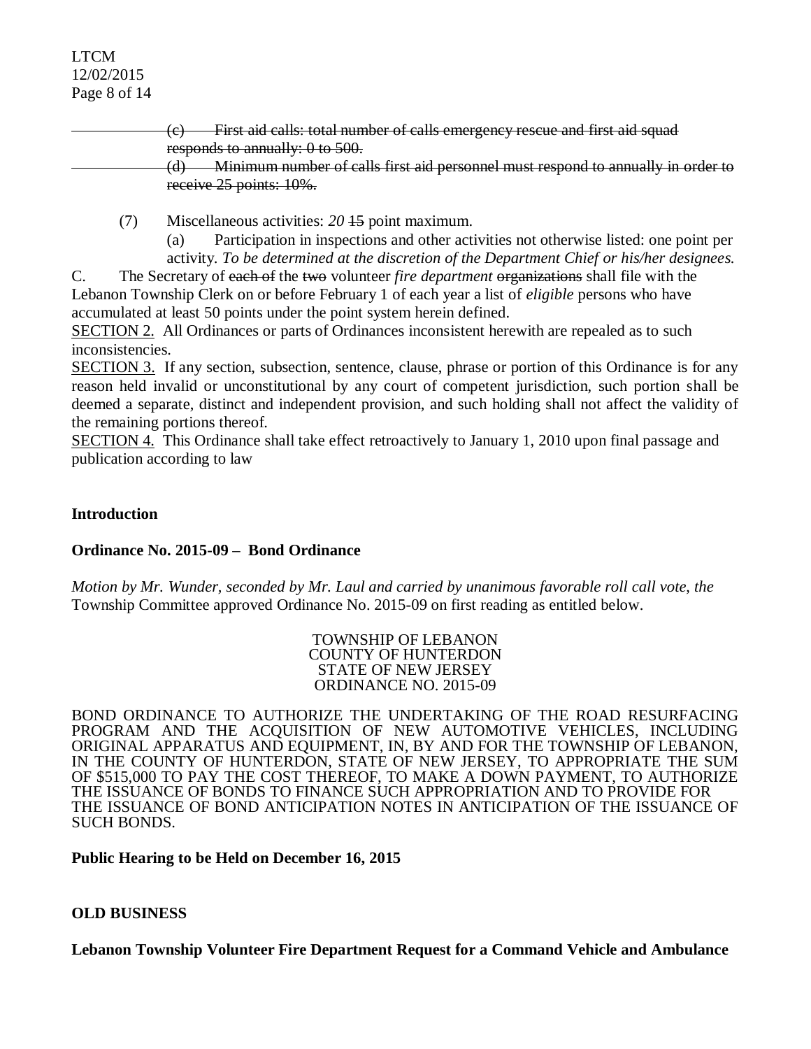~~(c) First aid calls: total number of calls emergency rescue and first aid squad responds to annually: 0 to 500.~~

~~(d) Minimum number of calls first aid personnel must respond to annually in order to receive 25 points: 10%.~~

(7) Miscellaneous activities: *20* ~~15~~ point maximum.

(a) Participation in inspections and other activities not otherwise listed: one point per activity. *To be determined at the discretion of the Department Chief or his/her designees.*

C. The Secretary of ~~each of~~ the ~~two~~ volunteer *fire department* ~~organizations~~ shall file with the Lebanon Township Clerk on or before February 1 of each year a list of *eligible* persons who have accumulated at least 50 points under the point system herein defined.

<u>SECTION 2.</u> All Ordinances or parts of Ordinances inconsistent herewith are repealed as to such inconsistencies.

<u>SECTION 3.</u> If any section, subsection, sentence, clause, phrase or portion of this Ordinance is for any reason held invalid or unconstitutional by any court of competent jurisdiction, such portion shall be deemed a separate, distinct and independent provision, and such holding shall not affect the validity of the remaining portions thereof.

<u>SECTION 4.</u> This Ordinance shall take effect retroactively to January 1, 2010 upon final passage and publication according to law

**Introduction**

**Ordinance No. 2015-09 – Bond Ordinance**

*Motion by Mr. Wunder, seconded by Mr. Laul and carried by unanimous favorable roll call vote, the* Township Committee approved Ordinance No. 2015-09 on first reading as entitled below.

TOWNSHIP OF LEBANON
COUNTY OF HUNTERDON
STATE OF NEW JERSEY
ORDINANCE NO. 2015-09

BOND ORDINANCE TO AUTHORIZE THE UNDERTAKING OF THE ROAD RESURFACING PROGRAM AND THE ACQUISITION OF NEW AUTOMOTIVE VEHICLES, INCLUDING ORIGINAL APPARATUS AND EQUIPMENT, IN, BY AND FOR THE TOWNSHIP OF LEBANON, IN THE COUNTY OF HUNTERDON, STATE OF NEW JERSEY, TO APPROPRIATE THE SUM OF $515,000 TO PAY THE COST THEREOF, TO MAKE A DOWN PAYMENT, TO AUTHORIZE THE ISSUANCE OF BONDS TO FINANCE SUCH APPROPRIATION AND TO PROVIDE FOR THE ISSUANCE OF BOND ANTICIPATION NOTES IN ANTICIPATION OF THE ISSUANCE OF SUCH BONDS.

**Public Hearing to be Held on December 16, 2015**

**OLD BUSINESS**

**Lebanon Township Volunteer Fire Department Request for a Command Vehicle and Ambulance**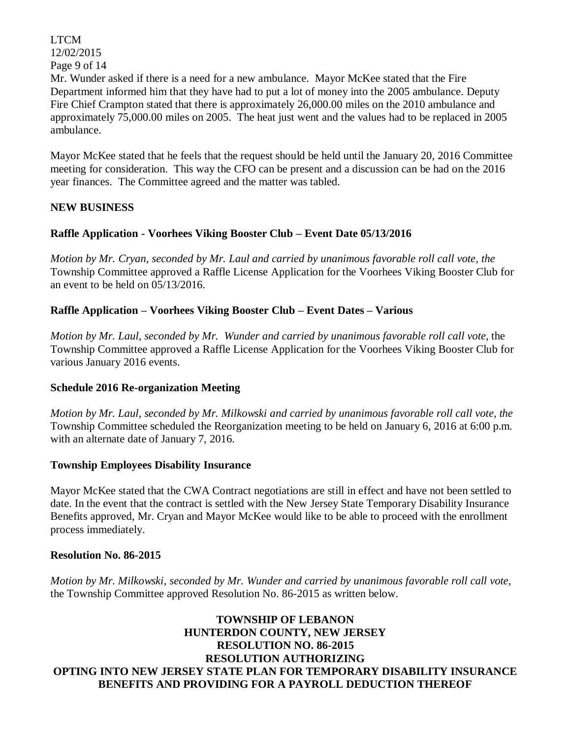Mr. Wunder asked if there is a need for a new ambulance. Mayor McKee stated that the Fire Department informed him that they have had to put a lot of money into the 2005 ambulance. Deputy Fire Chief Crampton stated that there is approximately 26,000.00 miles on the 2010 ambulance and approximately 75,000.00 miles on 2005. The heat just went and the values had to be replaced in 2005 ambulance.

Mayor McKee stated that he feels that the request should be held until the January 20, 2016 Committee meeting for consideration. This way the CFO can be present and a discussion can be had on the 2016 year finances. The Committee agreed and the matter was tabled.

**NEW BUSINESS**

**Raffle Application - Voorhees Viking Booster Club – Event Date 05/13/2016**

*Motion by Mr. Cryan, seconded by Mr. Laul and carried by unanimous favorable roll call vote, the* Township Committee approved a Raffle License Application for the Voorhees Viking Booster Club for an event to be held on 05/13/2016.

**Raffle Application – Voorhees Viking Booster Club – Event Dates – Various**

*Motion by Mr. Laul, seconded by Mr. Wunder and carried by unanimous favorable roll call vote,* the Township Committee approved a Raffle License Application for the Voorhees Viking Booster Club for various January 2016 events.

**Schedule 2016 Re-organization Meeting**

*Motion by Mr. Laul, seconded by Mr. Milkowski and carried by unanimous favorable roll call vote, the* Township Committee scheduled the Reorganization meeting to be held on January 6, 2016 at 6:00 p.m. with an alternate date of January 7, 2016.

**Township Employees Disability Insurance**

Mayor McKee stated that the CWA Contract negotiations are still in effect and have not been settled to date. In the event that the contract is settled with the New Jersey State Temporary Disability Insurance Benefits approved, Mr. Cryan and Mayor McKee would like to be able to proceed with the enrollment process immediately.

**Resolution No. 86-2015**

*Motion by Mr. Milkowski, seconded by Mr. Wunder and carried by unanimous favorable roll call vote,* the Township Committee approved Resolution No. 86-2015 as written below.

**TOWNSHIP OF LEBANON**
**HUNTERDON COUNTY, NEW JERSEY**
**RESOLUTION NO. 86-2015**
**RESOLUTION AUTHORIZING**
**OPTING INTO NEW JERSEY STATE PLAN FOR TEMPORARY DISABILITY INSURANCE BENEFITS AND PROVIDING FOR A PAYROLL DEDUCTION THEREOF**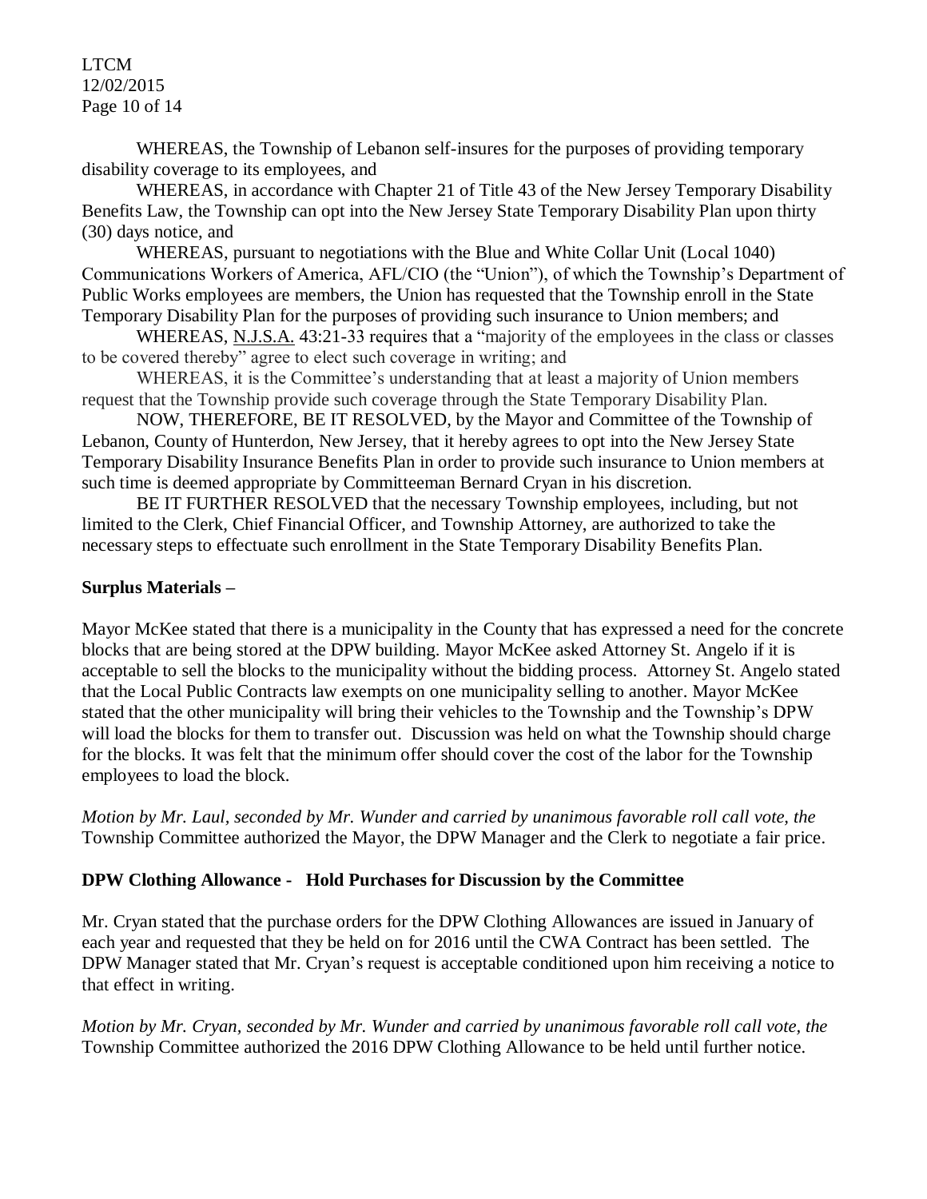WHEREAS, the Township of Lebanon self-insures for the purposes of providing temporary disability coverage to its employees, and

WHEREAS, in accordance with Chapter 21 of Title 43 of the New Jersey Temporary Disability Benefits Law, the Township can opt into the New Jersey State Temporary Disability Plan upon thirty (30) days notice, and

WHEREAS, pursuant to negotiations with the Blue and White Collar Unit (Local 1040) Communications Workers of America, AFL/CIO (the "Union"), of which the Township's Department of Public Works employees are members, the Union has requested that the Township enroll in the State Temporary Disability Plan for the purposes of providing such insurance to Union members; and

WHEREAS, N.J.S.A. 43:21-33 requires that a "majority of the employees in the class or classes to be covered thereby" agree to elect such coverage in writing; and

WHEREAS, it is the Committee's understanding that at least a majority of Union members request that the Township provide such coverage through the State Temporary Disability Plan.

NOW, THEREFORE, BE IT RESOLVED, by the Mayor and Committee of the Township of Lebanon, County of Hunterdon, New Jersey, that it hereby agrees to opt into the New Jersey State Temporary Disability Insurance Benefits Plan in order to provide such insurance to Union members at such time is deemed appropriate by Committeeman Bernard Cryan in his discretion.

BE IT FURTHER RESOLVED that the necessary Township employees, including, but not limited to the Clerk, Chief Financial Officer, and Township Attorney, are authorized to take the necessary steps to effectuate such enrollment in the State Temporary Disability Benefits Plan.

**Surplus Materials –**

Mayor McKee stated that there is a municipality in the County that has expressed a need for the concrete blocks that are being stored at the DPW building. Mayor McKee asked Attorney St. Angelo if it is acceptable to sell the blocks to the municipality without the bidding process. Attorney St. Angelo stated that the Local Public Contracts law exempts on one municipality selling to another. Mayor McKee stated that the other municipality will bring their vehicles to the Township and the Township's DPW will load the blocks for them to transfer out. Discussion was held on what the Township should charge for the blocks. It was felt that the minimum offer should cover the cost of the labor for the Township employees to load the block.

*Motion by Mr. Laul, seconded by Mr. Wunder and carried by unanimous favorable roll call vote, the* Township Committee authorized the Mayor, the DPW Manager and the Clerk to negotiate a fair price.

**DPW Clothing Allowance - Hold Purchases for Discussion by the Committee**

Mr. Cryan stated that the purchase orders for the DPW Clothing Allowances are issued in January of each year and requested that they be held on for 2016 until the CWA Contract has been settled. The DPW Manager stated that Mr. Cryan's request is acceptable conditioned upon him receiving a notice to that effect in writing.

*Motion by Mr. Cryan, seconded by Mr. Wunder and carried by unanimous favorable roll call vote, the* Township Committee authorized the 2016 DPW Clothing Allowance to be held until further notice.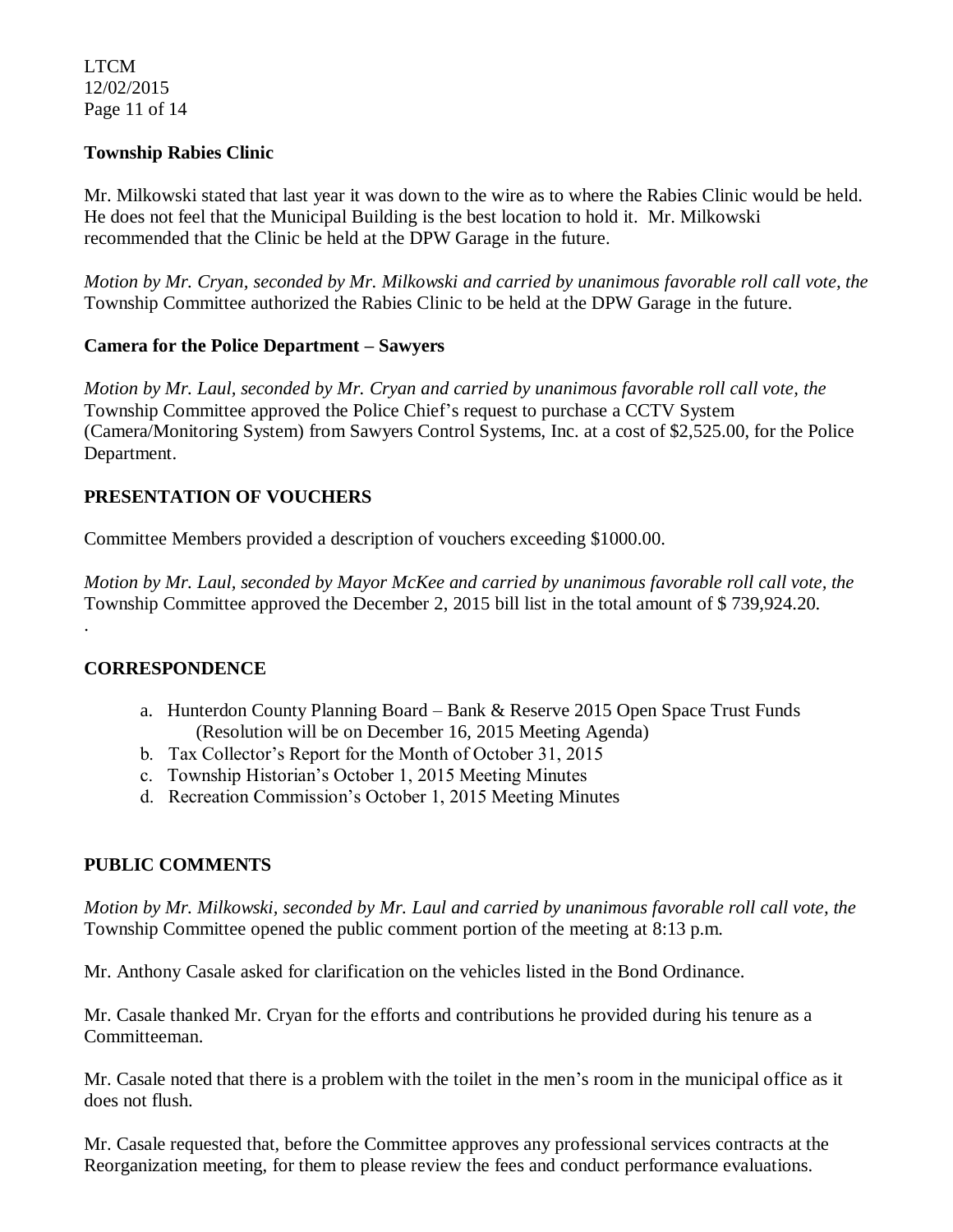**Township Rabies Clinic**

Mr. Milkowski stated that last year it was down to the wire as to where the Rabies Clinic would be held. He does not feel that the Municipal Building is the best location to hold it. Mr. Milkowski recommended that the Clinic be held at the DPW Garage in the future.

*Motion by Mr. Cryan, seconded by Mr. Milkowski and carried by unanimous favorable roll call vote, the* Township Committee authorized the Rabies Clinic to be held at the DPW Garage in the future.

**Camera for the Police Department – Sawyers**

*Motion by Mr. Laul, seconded by Mr. Cryan and carried by unanimous favorable roll call vote, the* Township Committee approved the Police Chief's request to purchase a CCTV System (Camera/Monitoring System) from Sawyers Control Systems, Inc. at a cost of $2,525.00, for the Police Department.

**PRESENTATION OF VOUCHERS**

Committee Members provided a description of vouchers exceeding $1000.00.

*Motion by Mr. Laul, seconded by Mayor McKee and carried by unanimous favorable roll call vote, the* Township Committee approved the December 2, 2015 bill list in the total amount of $ 739,924.20.

.

**CORRESPONDENCE**

a. Hunterdon County Planning Board – Bank & Reserve 2015 Open Space Trust Funds (Resolution will be on December 16, 2015 Meeting Agenda)
b. Tax Collector's Report for the Month of October 31, 2015
c. Township Historian's October 1, 2015 Meeting Minutes
d. Recreation Commission's October 1, 2015 Meeting Minutes

**PUBLIC COMMENTS**

*Motion by Mr. Milkowski, seconded by Mr. Laul and carried by unanimous favorable roll call vote, the* Township Committee opened the public comment portion of the meeting at 8:13 p.m.

Mr. Anthony Casale asked for clarification on the vehicles listed in the Bond Ordinance.

Mr. Casale thanked Mr. Cryan for the efforts and contributions he provided during his tenure as a Committeeman.

Mr. Casale noted that there is a problem with the toilet in the men's room in the municipal office as it does not flush.

Mr. Casale requested that, before the Committee approves any professional services contracts at the Reorganization meeting, for them to please review the fees and conduct performance evaluations.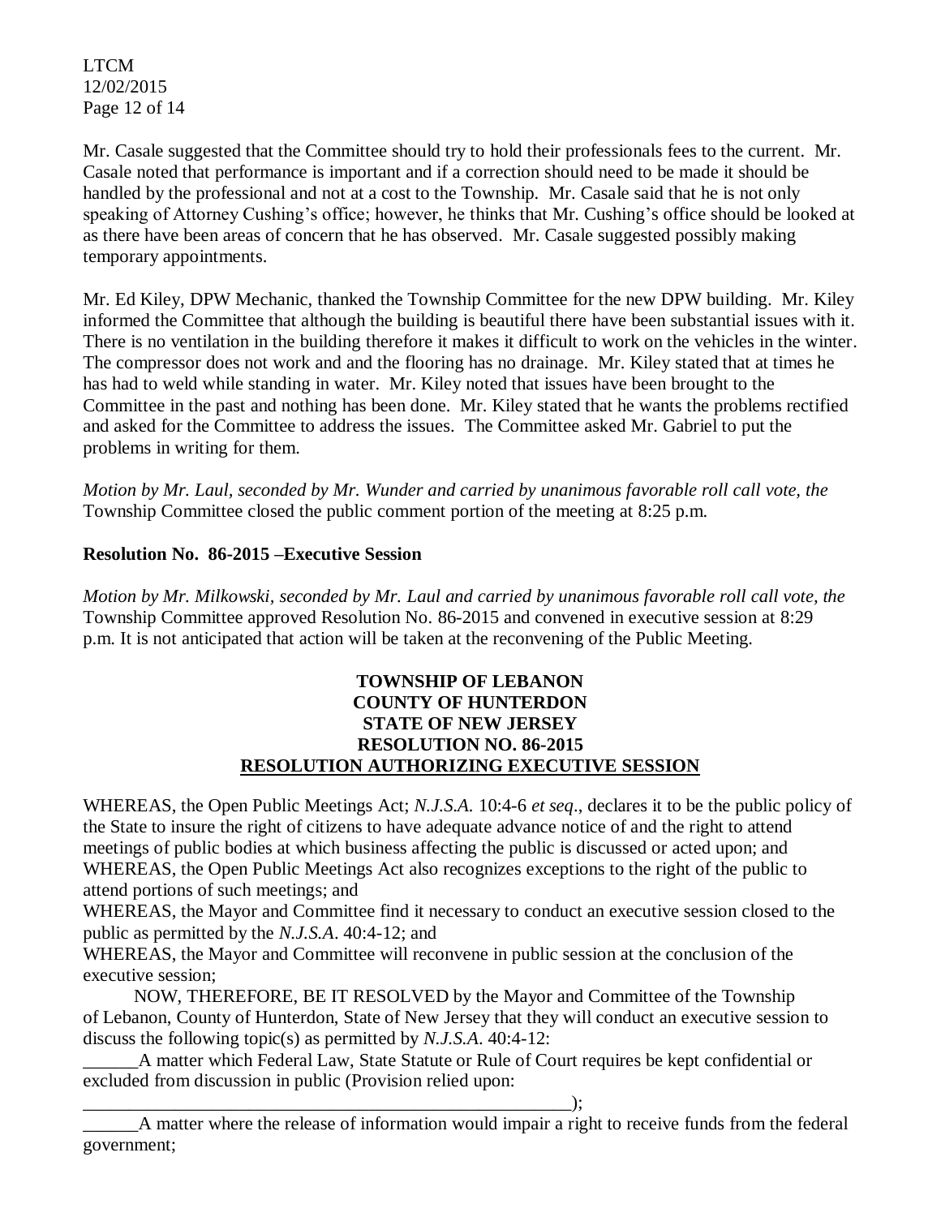Mr. Casale suggested that the Committee should try to hold their professionals fees to the current. Mr. Casale noted that performance is important and if a correction should need to be made it should be handled by the professional and not at a cost to the Township. Mr. Casale said that he is not only speaking of Attorney Cushing's office; however, he thinks that Mr. Cushing's office should be looked at as there have been areas of concern that he has observed. Mr. Casale suggested possibly making temporary appointments.

Mr. Ed Kiley, DPW Mechanic, thanked the Township Committee for the new DPW building. Mr. Kiley informed the Committee that although the building is beautiful there have been substantial issues with it. There is no ventilation in the building therefore it makes it difficult to work on the vehicles in the winter. The compressor does not work and and the flooring has no drainage. Mr. Kiley stated that at times he has had to weld while standing in water. Mr. Kiley noted that issues have been brought to the Committee in the past and nothing has been done. Mr. Kiley stated that he wants the problems rectified and asked for the Committee to address the issues. The Committee asked Mr. Gabriel to put the problems in writing for them.

*Motion by Mr. Laul, seconded by Mr. Wunder and carried by unanimous favorable roll call vote, the* Township Committee closed the public comment portion of the meeting at 8:25 p.m.

**Resolution No. 86-2015 –Executive Session**

*Motion by Mr. Milkowski, seconded by Mr. Laul and carried by unanimous favorable roll call vote, the* Township Committee approved Resolution No. 86-2015 and convened in executive session at 8:29 p.m. It is not anticipated that action will be taken at the reconvening of the Public Meeting.

**TOWNSHIP OF LEBANON**
**COUNTY OF HUNTERDON**
**STATE OF NEW JERSEY**
**RESOLUTION NO. 86-2015**
**RESOLUTION AUTHORIZING EXECUTIVE SESSION**

WHEREAS, the Open Public Meetings Act; *N.J.S.A.* 10:4-6 *et seq*., declares it to be the public policy of the State to insure the right of citizens to have adequate advance notice of and the right to attend meetings of public bodies at which business affecting the public is discussed or acted upon; and
WHEREAS, the Open Public Meetings Act also recognizes exceptions to the right of the public to attend portions of such meetings; and
WHEREAS, the Mayor and Committee find it necessary to conduct an executive session closed to the public as permitted by the *N.J.S.A*. 40:4-12; and
WHEREAS, the Mayor and Committee will reconvene in public session at the conclusion of the executive session;

NOW, THEREFORE, BE IT RESOLVED by the Mayor and Committee of the Township of Lebanon, County of Hunterdon, State of New Jersey that they will conduct an executive session to discuss the following topic(s) as permitted by *N.J.S.A*. 40:4-12:

______A matter which Federal Law, State Statute or Rule of Court requires be kept confidential or excluded from discussion in public (Provision relied upon: _______________________________________________________);

______A matter where the release of information would impair a right to receive funds from the federal government;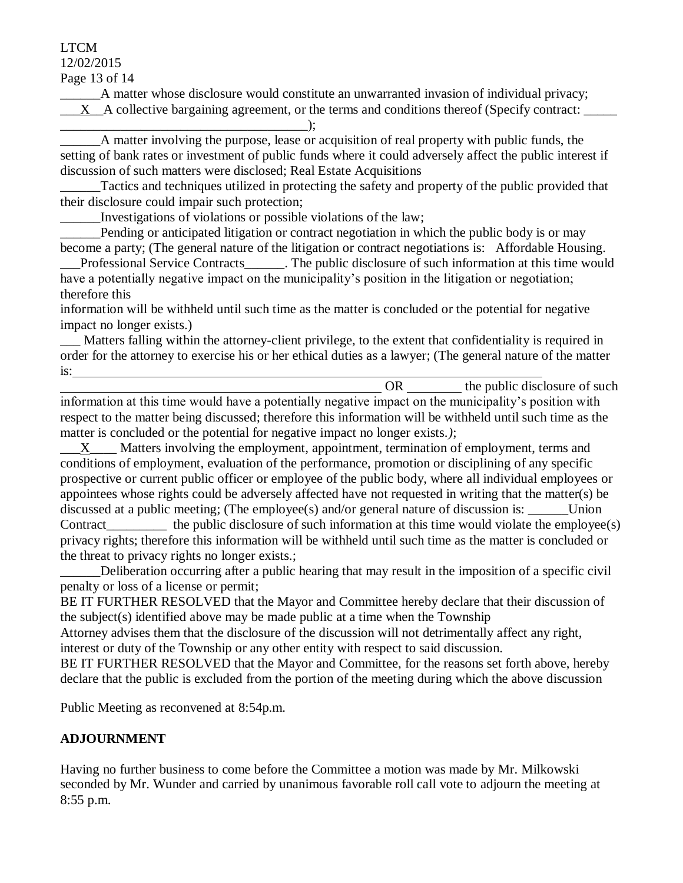______A matter whose disclosure would constitute an unwarranted invasion of individual privacy;

___X__A collective bargaining agreement, or the terms and conditions thereof (Specify contract: _____ _____________________________________);

______A matter involving the purpose, lease or acquisition of real property with public funds, the setting of bank rates or investment of public funds where it could adversely affect the public interest if discussion of such matters were disclosed; Real Estate Acquisitions

______Tactics and techniques utilized in protecting the safety and property of the public provided that their disclosure could impair such protection;

______Investigations of violations or possible violations of the law;

______Pending or anticipated litigation or contract negotiation in which the public body is or may become a party; (The general nature of the litigation or contract negotiations is: Affordable Housing. ___Professional Service Contracts______. The public disclosure of such information at this time would have a potentially negative impact on the municipality's position in the litigation or negotiation; therefore this information will be withheld until such time as the matter is concluded or the potential for negative impact no longer exists.)

___ Matters falling within the attorney-client privilege, to the extent that confidentiality is required in order for the attorney to exercise his or her ethical duties as a lawyer; (The general nature of the matter is:_____________________________________________________________________________ ___________________________________________________ OR ________ the public disclosure of such information at this time would have a potentially negative impact on the municipality's position with respect to the matter being discussed; therefore this information will be withheld until such time as the matter is concluded or the potential for negative impact no longer exists.*)*;

___X____ Matters involving the employment, appointment, termination of employment, terms and conditions of employment, evaluation of the performance, promotion or disciplining of any specific prospective or current public officer or employee of the public body, where all individual employees or appointees whose rights could be adversely affected have not requested in writing that the matter(s) be discussed at a public meeting; (The employee(s) and/or general nature of discussion is: ______Union Contract_________ the public disclosure of such information at this time would violate the employee(s) privacy rights; therefore this information will be withheld until such time as the matter is concluded or the threat to privacy rights no longer exists.;

______Deliberation occurring after a public hearing that may result in the imposition of a specific civil penalty or loss of a license or permit;

BE IT FURTHER RESOLVED that the Mayor and Committee hereby declare that their discussion of the subject(s) identified above may be made public at a time when the Township Attorney advises them that the disclosure of the discussion will not detrimentally affect any right, interest or duty of the Township or any other entity with respect to said discussion.

BE IT FURTHER RESOLVED that the Mayor and Committee, for the reasons set forth above, hereby declare that the public is excluded from the portion of the meeting during which the above discussion

Public Meeting as reconvened at 8:54p.m.

**ADJOURNMENT**

Having no further business to come before the Committee a motion was made by Mr. Milkowski seconded by Mr. Wunder and carried by unanimous favorable roll call vote to adjourn the meeting at 8:55 p.m.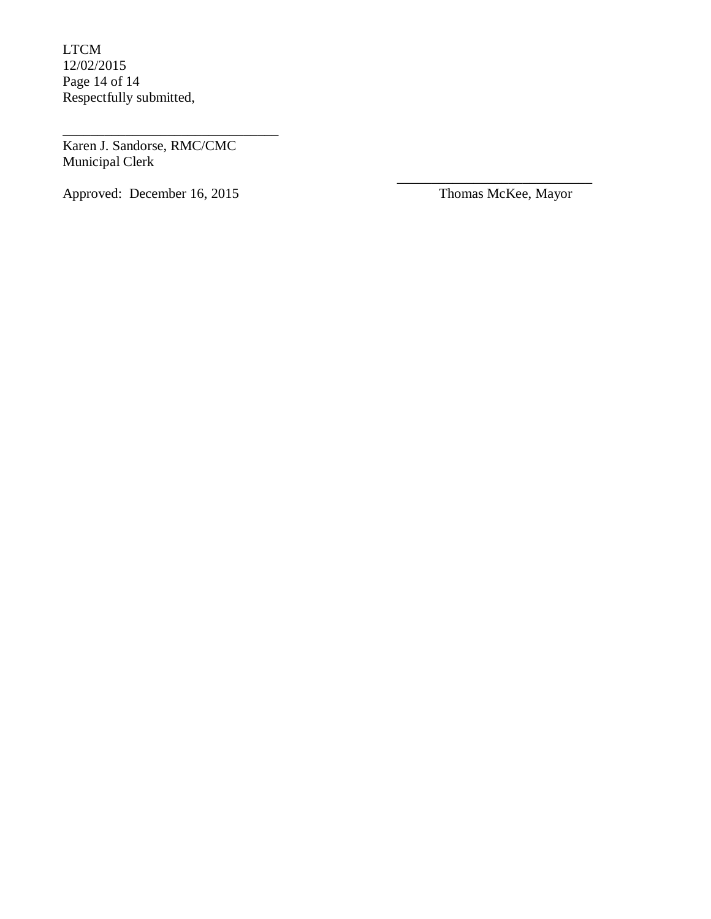Respectfully submitted,

\_\_\_\_\_\_\_\_\_\_\_\_\_\_\_\_\_\_\_\_\_\_\_\_\_\_\_\_\_\_

Karen J. Sandorse, RMC/CMC
Municipal Clerk

\_\_\_\_\_\_\_\_\_\_\_\_\_\_\_\_\_\_\_\_\_\_\_\_\_\_\_\_\_\_

Approved: December 16, 2015 Thomas McKee, Mayor